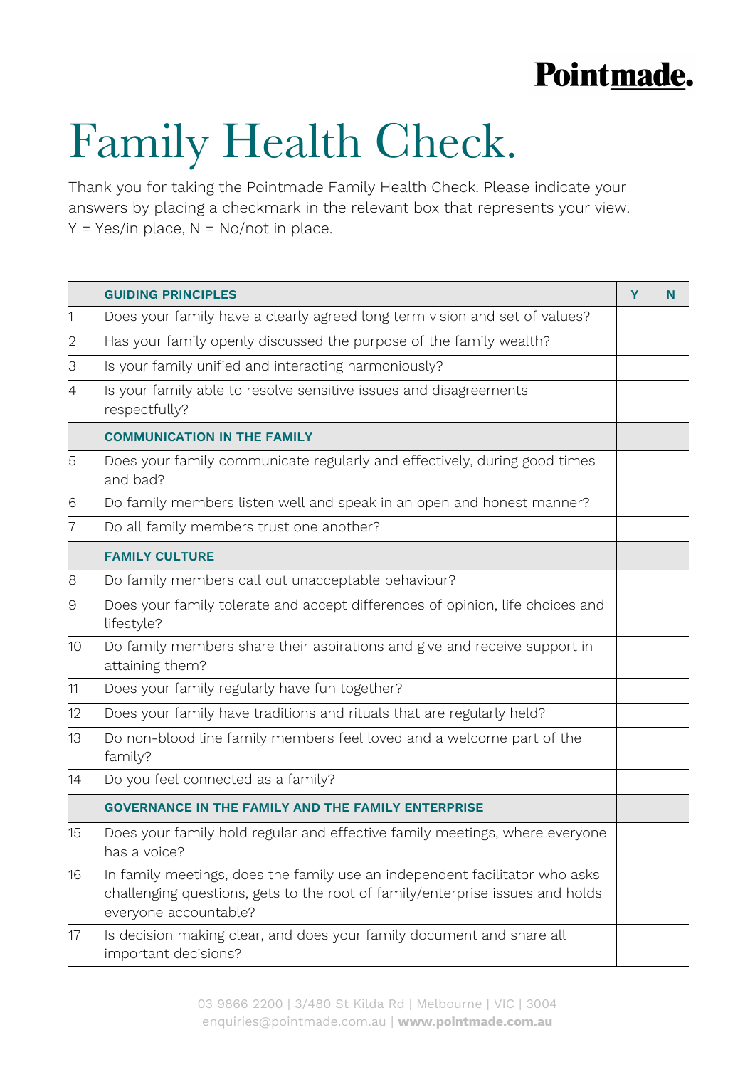Pointmade.

# Family Health Check.

Thank you for taking the Pointmade Family Health Check. Please indicate your answers by placing a checkmark in the relevant box that represents your view. Y = Yes/in place, N = No/not in place.

| | GUIDING PRINCIPLES | Y | N |
|---|---|---|---|
| 1 | Does your family have a clearly agreed long term vision and set of values? | | |
| 2 | Has your family openly discussed the purpose of the family wealth? | | |
| 3 | Is your family unified and interacting harmoniously? | | |
| 4 | Is your family able to resolve sensitive issues and disagreements respectfully? | | |
| | **COMMUNICATION IN THE FAMILY** | | |
| 5 | Does your family communicate regularly and effectively, during good times and bad? | | |
| 6 | Do family members listen well and speak in an open and honest manner? | | |
| 7 | Do all family members trust one another? | | |
| | **FAMILY CULTURE** | | |
| 8 | Do family members call out unacceptable behaviour? | | |
| 9 | Does your family tolerate and accept differences of opinion, life choices and lifestyle? | | |
| 10 | Do family members share their aspirations and give and receive support in attaining them? | | |
| 11 | Does your family regularly have fun together? | | |
| 12 | Does your family have traditions and rituals that are regularly held? | | |
| 13 | Do non-blood line family members feel loved and a welcome part of the family? | | |
| 14 | Do you feel connected as a family? | | |
| | **GOVERNANCE IN THE FAMILY AND THE FAMILY ENTERPRISE** | | |
| 15 | Does your family hold regular and effective family meetings, where everyone has a voice? | | |
| 16 | In family meetings, does the family use an independent facilitator who asks challenging questions, gets to the root of family/enterprise issues and holds everyone accountable? | | |
| 17 | Is decision making clear, and does your family document and share all important decisions? | | |

03 9866 2200 | 3/480 St Kilda Rd | Melbourne | VIC | 3004
enquiries@pointmade.com.au | **www.pointmade.com.au**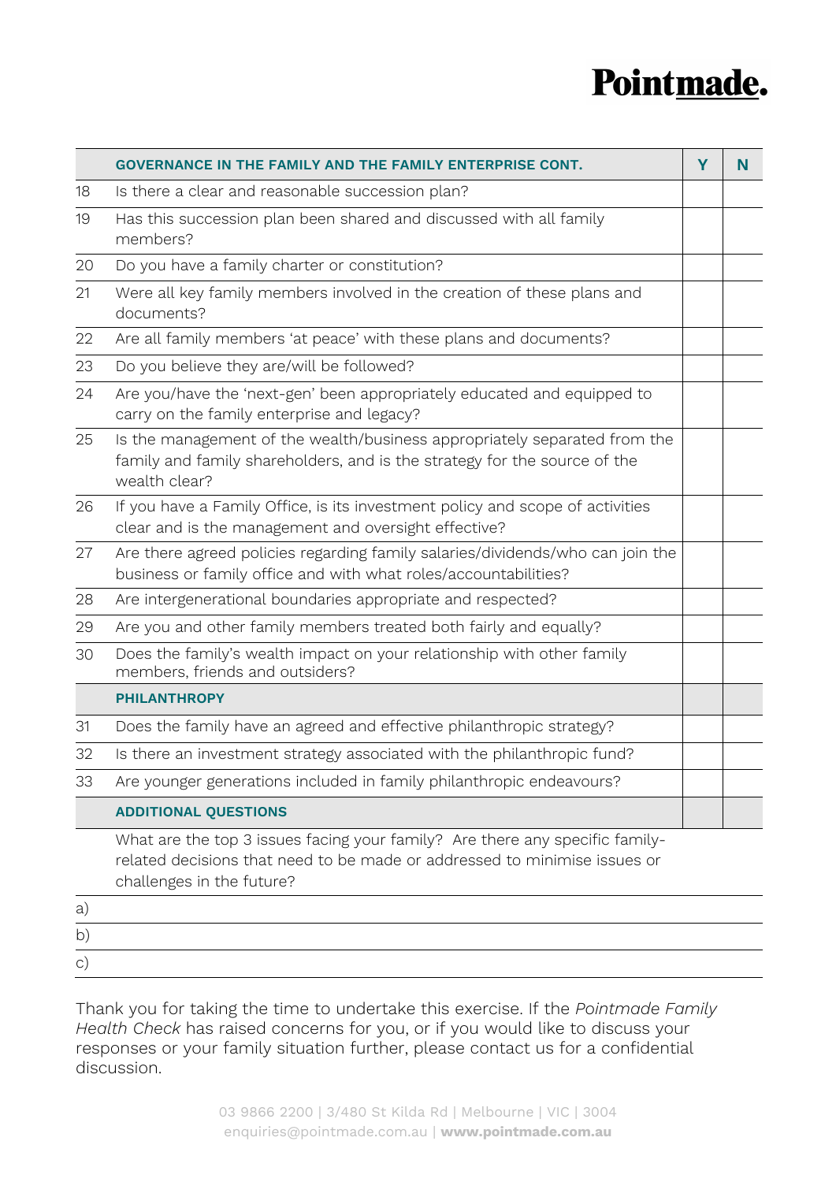| | GOVERNANCE IN THE FAMILY AND THE FAMILY ENTERPRISE CONT. | Y | N |
|---|---|---|---|
| 18 | Is there a clear and reasonable succession plan? | | |
| 19 | Has this succession plan been shared and discussed with all family members? | | |
| 20 | Do you have a family charter or constitution? | | |
| 21 | Were all key family members involved in the creation of these plans and documents? | | |
| 22 | Are all family members 'at peace' with these plans and documents? | | |
| 23 | Do you believe they are/will be followed? | | |
| 24 | Are you/have the 'next-gen' been appropriately educated and equipped to carry on the family enterprise and legacy? | | |
| 25 | Is the management of the wealth/business appropriately separated from the family and family shareholders, and is the strategy for the source of the wealth clear? | | |
| 26 | If you have a Family Office, is its investment policy and scope of activities clear and is the management and oversight effective? | | |
| 27 | Are there agreed policies regarding family salaries/dividends/who can join the business or family office and with what roles/accountabilities? | | |
| 28 | Are intergenerational boundaries appropriate and respected? | | |
| 29 | Are you and other family members treated both fairly and equally? | | |
| 30 | Does the family's wealth impact on your relationship with other family members, friends and outsiders? | | |
| | **PHILANTHROPY** | | |
| 31 | Does the family have an agreed and effective philanthropic strategy? | | |
| 32 | Is there an investment strategy associated with the philanthropic fund? | | |
| 33 | Are younger generations included in family philanthropic endeavours? | | |
| | **ADDITIONAL QUESTIONS** | | |

What are the top 3 issues facing your family? Are there any specific family-related decisions that need to be made or addressed to minimise issues or challenges in the future?

a)

b)

c)

Thank you for taking the time to undertake this exercise. If the *Pointmade Family Health Check* has raised concerns for you, or if you would like to discuss your responses or your family situation further, please contact us for a confidential discussion.

03 9866 2200 | 3/480 St Kilda Rd | Melbourne | VIC | 3004
enquiries@pointmade.com.au | **www.pointmade.com.au**